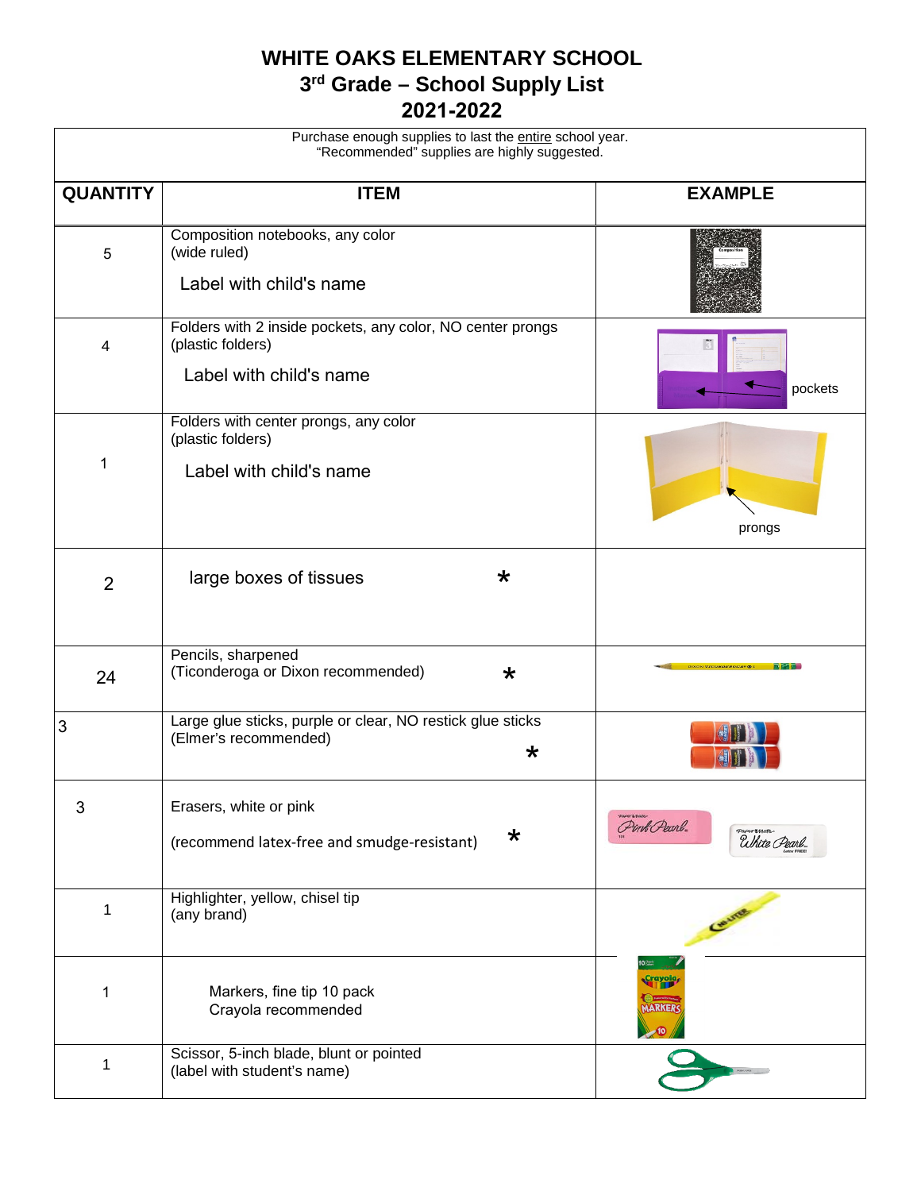# WHITE OAKS ELEMENTARY SCHOOL
## 3rd Grade – School Supply List
## 2021-2022

Purchase enough supplies to last the entire school year.
"Recommended" supplies are highly suggested.

| QUANTITY | ITEM | EXAMPLE |
|---|---|---|
| 5 | Composition notebooks, any color (wide ruled) Label with child's name | |
| 4 | Folders with 2 inside pockets, any color, NO center prongs (plastic folders) Label with child's name | pockets |
| 1 | Folders with center prongs, any color (plastic folders) Label with child's name | prongs |
| 2 | large boxes of tissues * | |
| 24 | Pencils, sharpened (Ticonderoga or Dixon recommended) * | |
| 3 | Large glue sticks, purple or clear, NO restick glue sticks (Elmer's recommended) * | |
| 3 | Erasers, white or pink (recommend latex-free and smudge-resistant) * | |
| 1 | Highlighter, yellow, chisel tip (any brand) | |
| 1 | Markers, fine tip 10 pack Crayola recommended | |
| 1 | Scissor, 5-inch blade, blunt or pointed (label with student's name) | |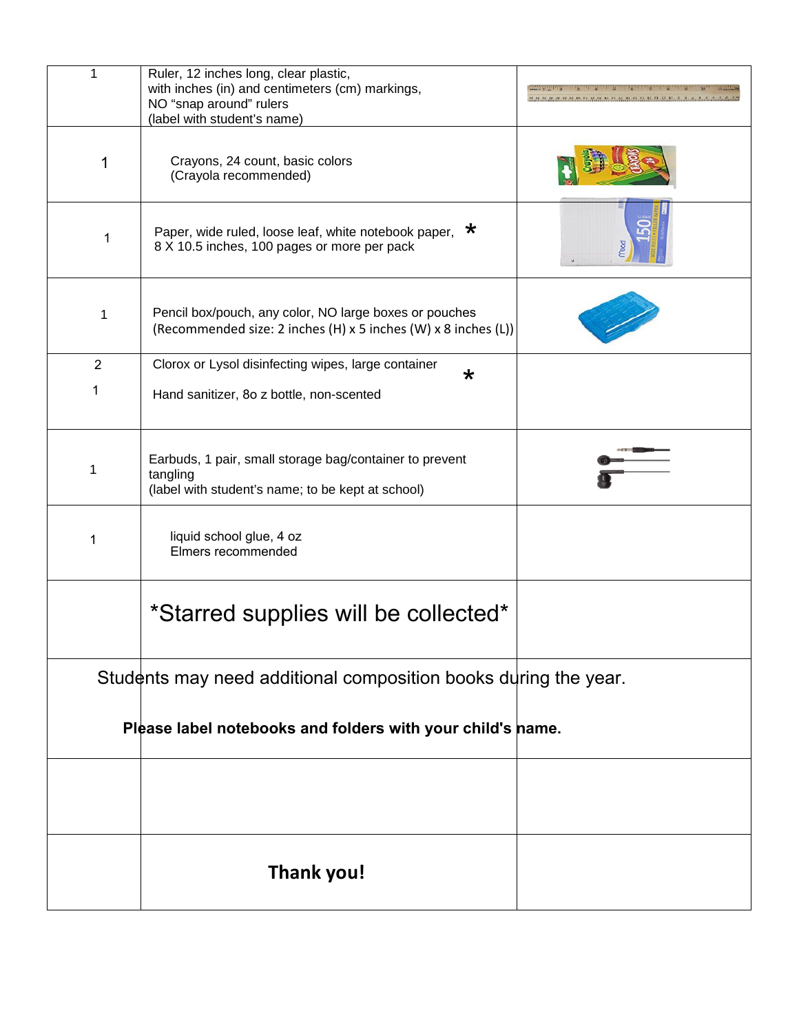| | | |
|---|---|---|
| 1 | Ruler, 12 inches long, clear plastic,<br>with inches (in) and centimeters (cm) markings,<br>NO "snap around" rulers<br>(label with student's name) | |
| 1 | Crayons, 24 count, basic colors<br>(Crayola recommended) | |
| 1 | Paper, wide ruled, loose leaf, white notebook paper, *<br>8 X 10.5 inches, 100 pages or more per pack | |
| 1 | Pencil box/pouch, any color, NO large boxes or pouches<br>(Recommended size: 2 inches (H) x 5 inches (W) x 8 inches (L)) | |
| 2<br>1 | Clorox or Lysol disinfecting wipes, large container *<br>Hand sanitizer, 8o z bottle, non-scented | |
| 1 | Earbuds, 1 pair, small storage bag/container to prevent tangling<br>(label with student's name; to be kept at school) | |
| 1 | liquid school glue, 4 oz<br>Elmers recommended | |
| | *Starred supplies will be collected* | |
| Students may need additional composition books during the year.<br><br>**Please label notebooks and folders with your child's name.** | | |
| | | |
| | **Thank you!** | |